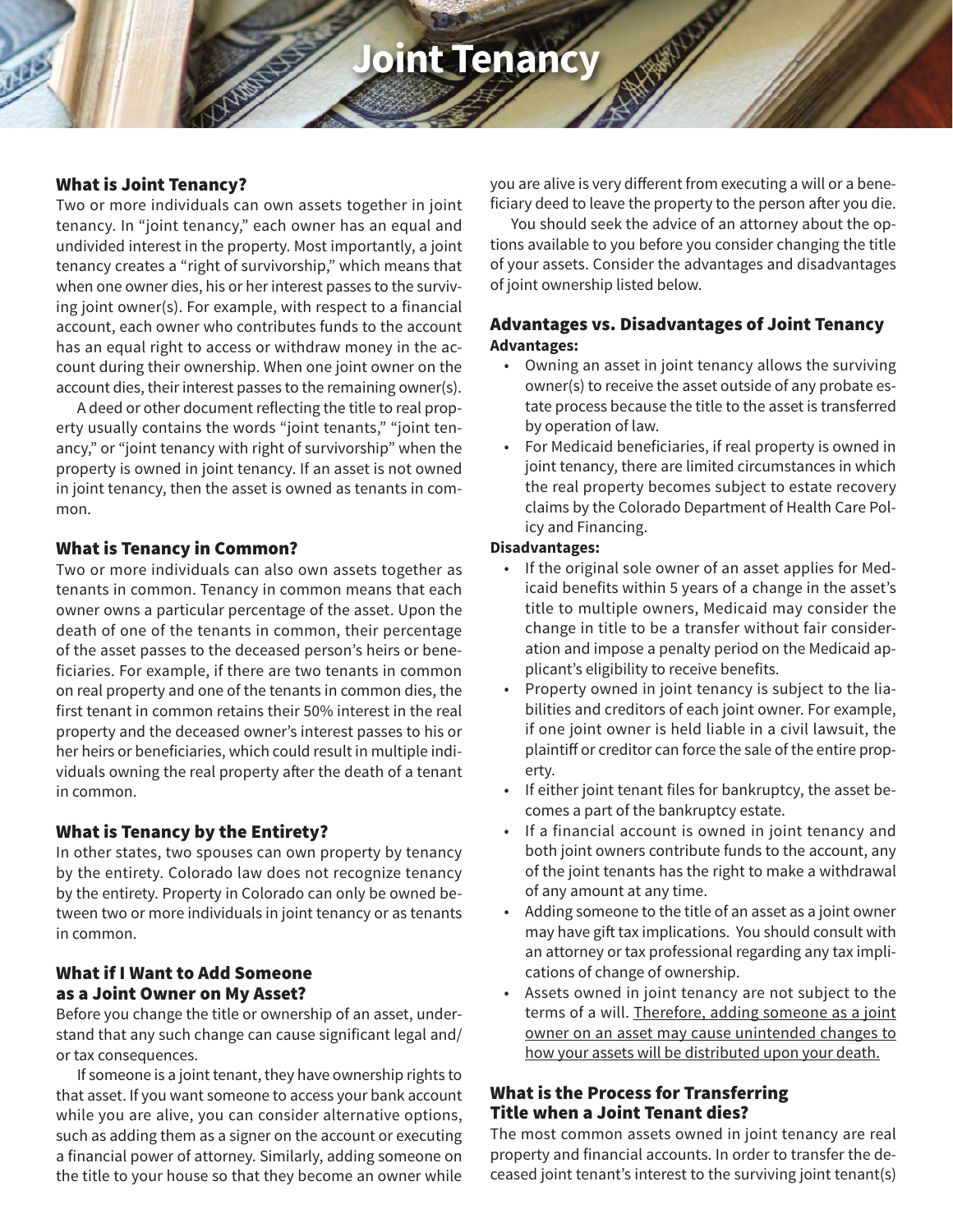# Joint Tenancy

## What is Joint Tenancy?

Two or more individuals can own assets together in joint tenancy. In "joint tenancy," each owner has an equal and undivided interest in the property. Most importantly, a joint tenancy creates a "right of survivorship," which means that when one owner dies, his or her interest passes to the surviving joint owner(s). For example, with respect to a financial account, each owner who contributes funds to the account has an equal right to access or withdraw money in the account during their ownership. When one joint owner on the account dies, their interest passes to the remaining owner(s).

A deed or other document reflecting the title to real property usually contains the words "joint tenants," "joint tenancy," or "joint tenancy with right of survivorship" when the property is owned in joint tenancy. If an asset is not owned in joint tenancy, then the asset is owned as tenants in common.

## What is Tenancy in Common?

Two or more individuals can also own assets together as tenants in common. Tenancy in common means that each owner owns a particular percentage of the asset. Upon the death of one of the tenants in common, their percentage of the asset passes to the deceased person's heirs or beneficiaries. For example, if there are two tenants in common on real property and one of the tenants in common dies, the first tenant in common retains their 50% interest in the real property and the deceased owner's interest passes to his or her heirs or beneficiaries, which could result in multiple individuals owning the real property after the death of a tenant in common.

## What is Tenancy by the Entirety?

In other states, two spouses can own property by tenancy by the entirety. Colorado law does not recognize tenancy by the entirety. Property in Colorado can only be owned between two or more individuals in joint tenancy or as tenants in common.

## What if I Want to Add Someone as a Joint Owner on My Asset?

Before you change the title or ownership of an asset, understand that any such change can cause significant legal and/or tax consequences.

If someone is a joint tenant, they have ownership rights to that asset. If you want someone to access your bank account while you are alive, you can consider alternative options, such as adding them as a signer on the account or executing a financial power of attorney. Similarly, adding someone on the title to your house so that they become an owner while you are alive is very different from executing a will or a beneficiary deed to leave the property to the person after you die.

You should seek the advice of an attorney about the options available to you before you consider changing the title of your assets. Consider the advantages and disadvantages of joint ownership listed below.

## Advantages vs. Disadvantages of Joint Tenancy

**Advantages:**

- Owning an asset in joint tenancy allows the surviving owner(s) to receive the asset outside of any probate estate process because the title to the asset is transferred by operation of law.
- For Medicaid beneficiaries, if real property is owned in joint tenancy, there are limited circumstances in which the real property becomes subject to estate recovery claims by the Colorado Department of Health Care Policy and Financing.

**Disadvantages:**

- If the original sole owner of an asset applies for Medicaid benefits within 5 years of a change in the asset's title to multiple owners, Medicaid may consider the change in title to be a transfer without fair consideration and impose a penalty period on the Medicaid applicant's eligibility to receive benefits.
- Property owned in joint tenancy is subject to the liabilities and creditors of each joint owner. For example, if one joint owner is held liable in a civil lawsuit, the plaintiff or creditor can force the sale of the entire property.
- If either joint tenant files for bankruptcy, the asset becomes a part of the bankruptcy estate.
- If a financial account is owned in joint tenancy and both joint owners contribute funds to the account, any of the joint tenants has the right to make a withdrawal of any amount at any time.
- Adding someone to the title of an asset as a joint owner may have gift tax implications. You should consult with an attorney or tax professional regarding any tax implications of change of ownership.
- Assets owned in joint tenancy are not subject to the terms of a will. <u>Therefore, adding someone as a joint owner on an asset may cause unintended changes to how your assets will be distributed upon your death.</u>

## What is the Process for Transferring Title when a Joint Tenant dies?

The most common assets owned in joint tenancy are real property and financial accounts. In order to transfer the deceased joint tenant's interest to the surviving joint tenant(s)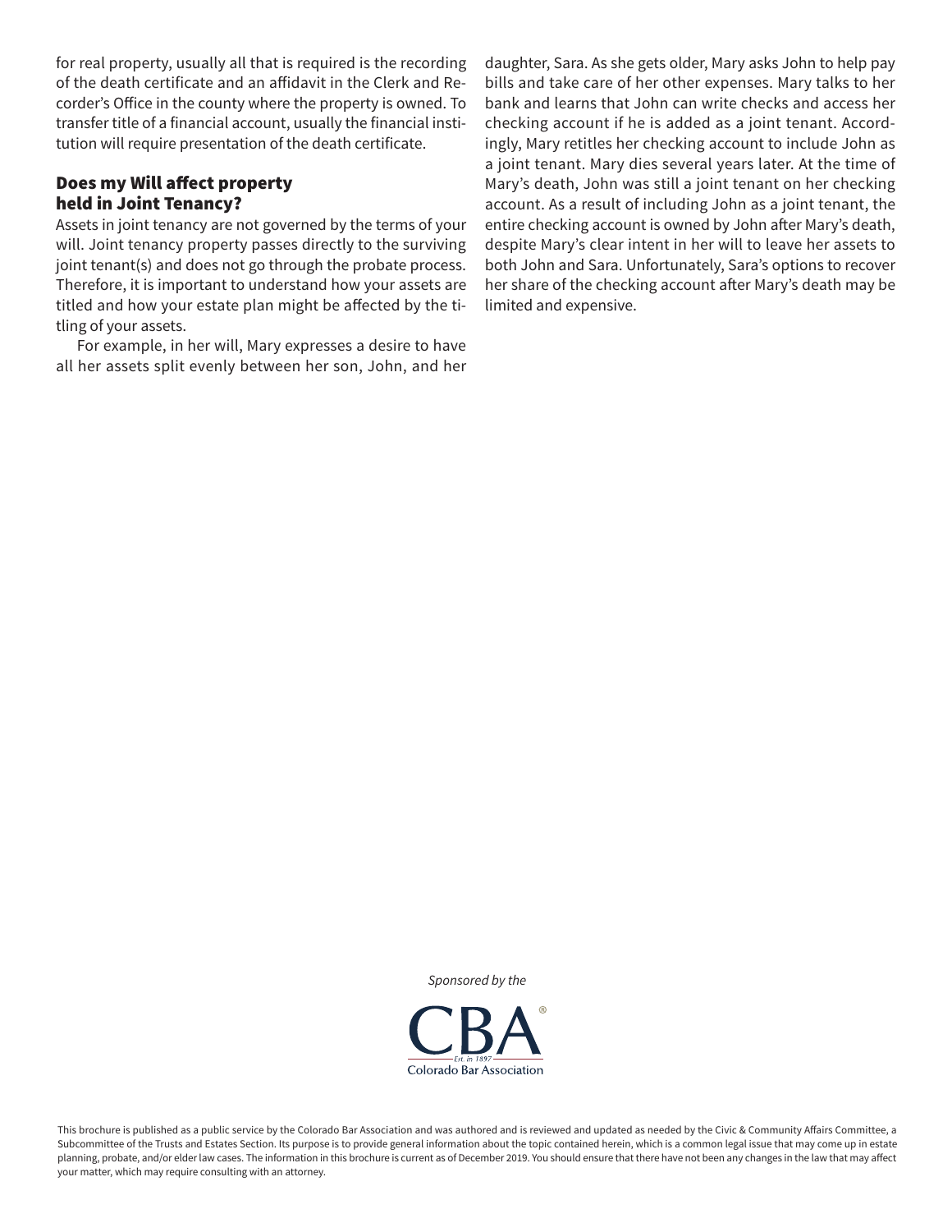for real property, usually all that is required is the recording of the death certificate and an affidavit in the Clerk and Recorder's Office in the county where the property is owned. To transfer title of a financial account, usually the financial institution will require presentation of the death certificate.

## Does my Will affect property held in Joint Tenancy?

Assets in joint tenancy are not governed by the terms of your will. Joint tenancy property passes directly to the surviving joint tenant(s) and does not go through the probate process. Therefore, it is important to understand how your assets are titled and how your estate plan might be affected by the titling of your assets.

For example, in her will, Mary expresses a desire to have all her assets split evenly between her son, John, and her daughter, Sara. As she gets older, Mary asks John to help pay bills and take care of her other expenses. Mary talks to her bank and learns that John can write checks and access her checking account if he is added as a joint tenant. Accordingly, Mary retitles her checking account to include John as a joint tenant. Mary dies several years later. At the time of Mary's death, John was still a joint tenant on her checking account. As a result of including John as a joint tenant, the entire checking account is owned by John after Mary's death, despite Mary's clear intent in her will to leave her assets to both John and Sara. Unfortunately, Sara's options to recover her share of the checking account after Mary's death may be limited and expensive.

*Sponsored by the*

CBA®
Est. in 1897
Colorado Bar Association

This brochure is published as a public service by the Colorado Bar Association and was authored and is reviewed and updated as needed by the Civic & Community Affairs Committee, a Subcommittee of the Trusts and Estates Section. Its purpose is to provide general information about the topic contained herein, which is a common legal issue that may come up in estate planning, probate, and/or elder law cases. The information in this brochure is current as of December 2019. You should ensure that there have not been any changes in the law that may affect your matter, which may require consulting with an attorney.